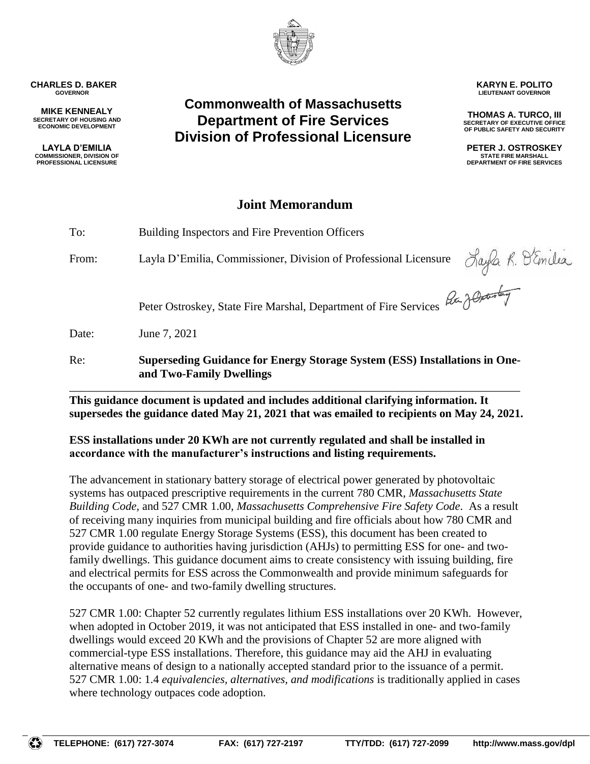**CHARLES D. BAKER**
GOVERNOR

**MIKE KENNEALY**
SECRETARY OF HOUSING AND ECONOMIC DEVELOPMENT

**LAYLA D'EMILIA**
COMMISSIONER, DIVISION OF PROFESSIONAL LICENSURE

# Commonwealth of Massachusetts
# Department of Fire Services
# Division of Professional Licensure

**KARYN E. POLITO**
LIEUTENANT GOVERNOR

**THOMAS A. TURCO, III**
SECRETARY OF EXECUTIVE OFFICE OF PUBLIC SAFETY AND SECURITY

**PETER J. OSTROSKEY**
STATE FIRE MARSHALL
DEPARTMENT OF FIRE SERVICES

## Joint Memorandum

To: Building Inspectors and Fire Prevention Officers

From: Layla D'Emilia, Commissioner, Division of Professional Licensure

Peter Ostroskey, State Fire Marshal, Department of Fire Services

Date: June 7, 2021

Re: **Superseding Guidance for Energy Storage System (ESS) Installations in One- and Two-Family Dwellings**

---

**This guidance document is updated and includes additional clarifying information. It supersedes the guidance dated May 21, 2021 that was emailed to recipients on May 24, 2021.**

**ESS installations under 20 KWh are not currently regulated and shall be installed in accordance with the manufacturer's instructions and listing requirements.**

The advancement in stationary battery storage of electrical power generated by photovoltaic systems has outpaced prescriptive requirements in the current 780 CMR, *Massachusetts State Building Code,* and 527 CMR 1.00, *Massachusetts Comprehensive Fire Safety Code*. As a result of receiving many inquiries from municipal building and fire officials about how 780 CMR and 527 CMR 1.00 regulate Energy Storage Systems (ESS), this document has been created to provide guidance to authorities having jurisdiction (AHJs) to permitting ESS for one- and two-family dwellings. This guidance document aims to create consistency with issuing building, fire and electrical permits for ESS across the Commonwealth and provide minimum safeguards for the occupants of one- and two-family dwelling structures.

527 CMR 1.00: Chapter 52 currently regulates lithium ESS installations over 20 KWh. However, when adopted in October 2019, it was not anticipated that ESS installed in one- and two-family dwellings would exceed 20 KWh and the provisions of Chapter 52 are more aligned with commercial-type ESS installations. Therefore, this guidance may aid the AHJ in evaluating alternative means of design to a nationally accepted standard prior to the issuance of a permit. 527 CMR 1.00: 1.4 *equivalencies, alternatives, and modifications* is traditionally applied in cases where technology outpaces code adoption.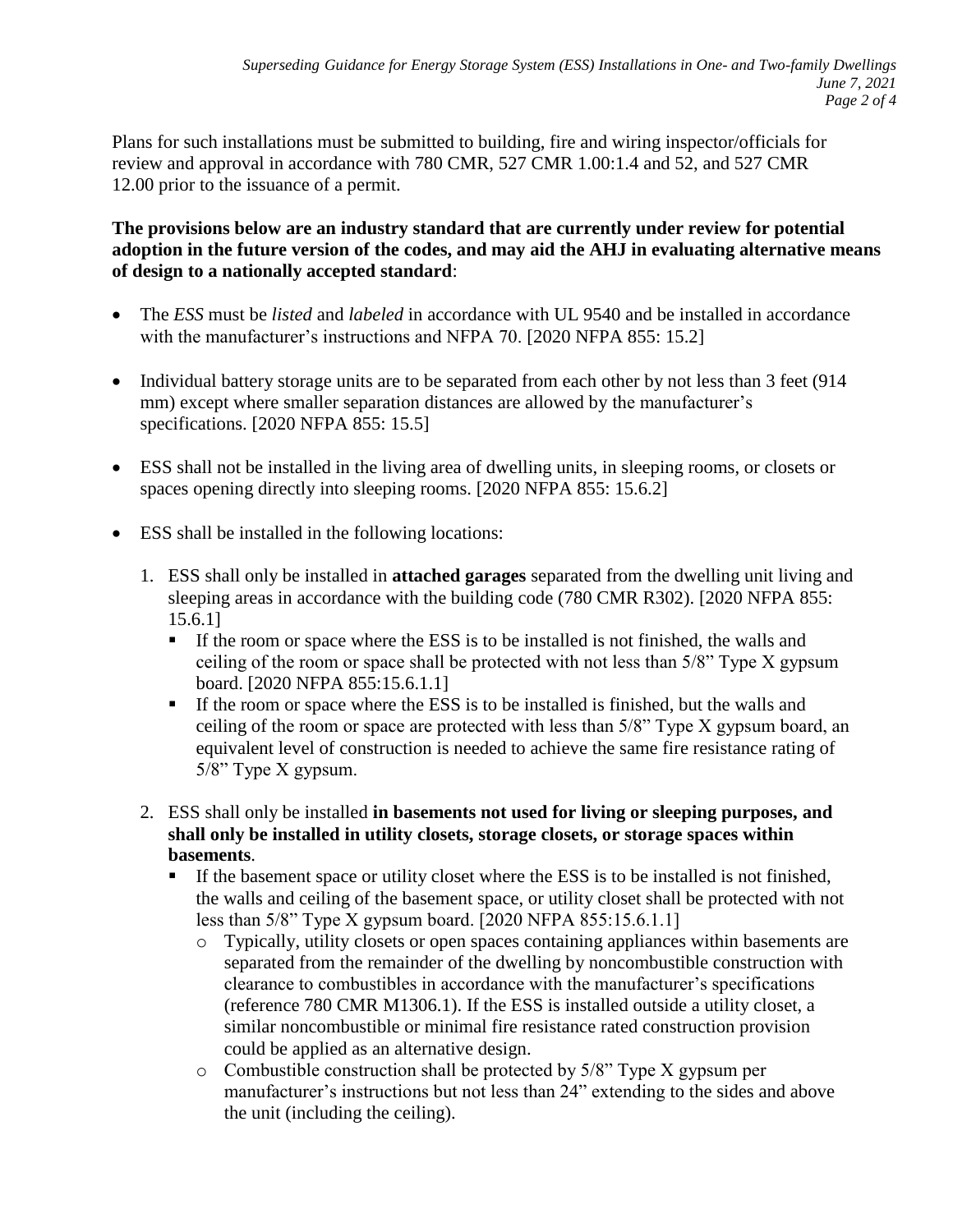Plans for such installations must be submitted to building, fire and wiring inspector/officials for review and approval in accordance with 780 CMR, 527 CMR 1.00:1.4 and 52, and 527 CMR 12.00 prior to the issuance of a permit.

**The provisions below are an industry standard that are currently under review for potential adoption in the future version of the codes, and may aid the AHJ in evaluating alternative means of design to a nationally accepted standard**:

- The *ESS* must be *listed* and *labeled* in accordance with UL 9540 and be installed in accordance with the manufacturer's instructions and NFPA 70. [2020 NFPA 855: 15.2]
- Individual battery storage units are to be separated from each other by not less than 3 feet (914 mm) except where smaller separation distances are allowed by the manufacturer's specifications. [2020 NFPA 855: 15.5]
- ESS shall not be installed in the living area of dwelling units, in sleeping rooms, or closets or spaces opening directly into sleeping rooms. [2020 NFPA 855: 15.6.2]
- ESS shall be installed in the following locations:
  1. ESS shall only be installed in **attached garages** separated from the dwelling unit living and sleeping areas in accordance with the building code (780 CMR R302). [2020 NFPA 855: 15.6.1]
     - If the room or space where the ESS is to be installed is not finished, the walls and ceiling of the room or space shall be protected with not less than 5/8" Type X gypsum board. [2020 NFPA 855:15.6.1.1]
     - If the room or space where the ESS is to be installed is finished, but the walls and ceiling of the room or space are protected with less than 5/8" Type X gypsum board, an equivalent level of construction is needed to achieve the same fire resistance rating of 5/8" Type X gypsum.
  2. ESS shall only be installed **in basements not used for living or sleeping purposes, and shall only be installed in utility closets, storage closets, or storage spaces within basements**.
     - If the basement space or utility closet where the ESS is to be installed is not finished, the walls and ceiling of the basement space, or utility closet shall be protected with not less than 5/8" Type X gypsum board. [2020 NFPA 855:15.6.1.1]
       - Typically, utility closets or open spaces containing appliances within basements are separated from the remainder of the dwelling by noncombustible construction with clearance to combustibles in accordance with the manufacturer's specifications (reference 780 CMR M1306.1). If the ESS is installed outside a utility closet, a similar noncombustible or minimal fire resistance rated construction provision could be applied as an alternative design.
       - Combustible construction shall be protected by 5/8" Type X gypsum per manufacturer's instructions but not less than 24" extending to the sides and above the unit (including the ceiling).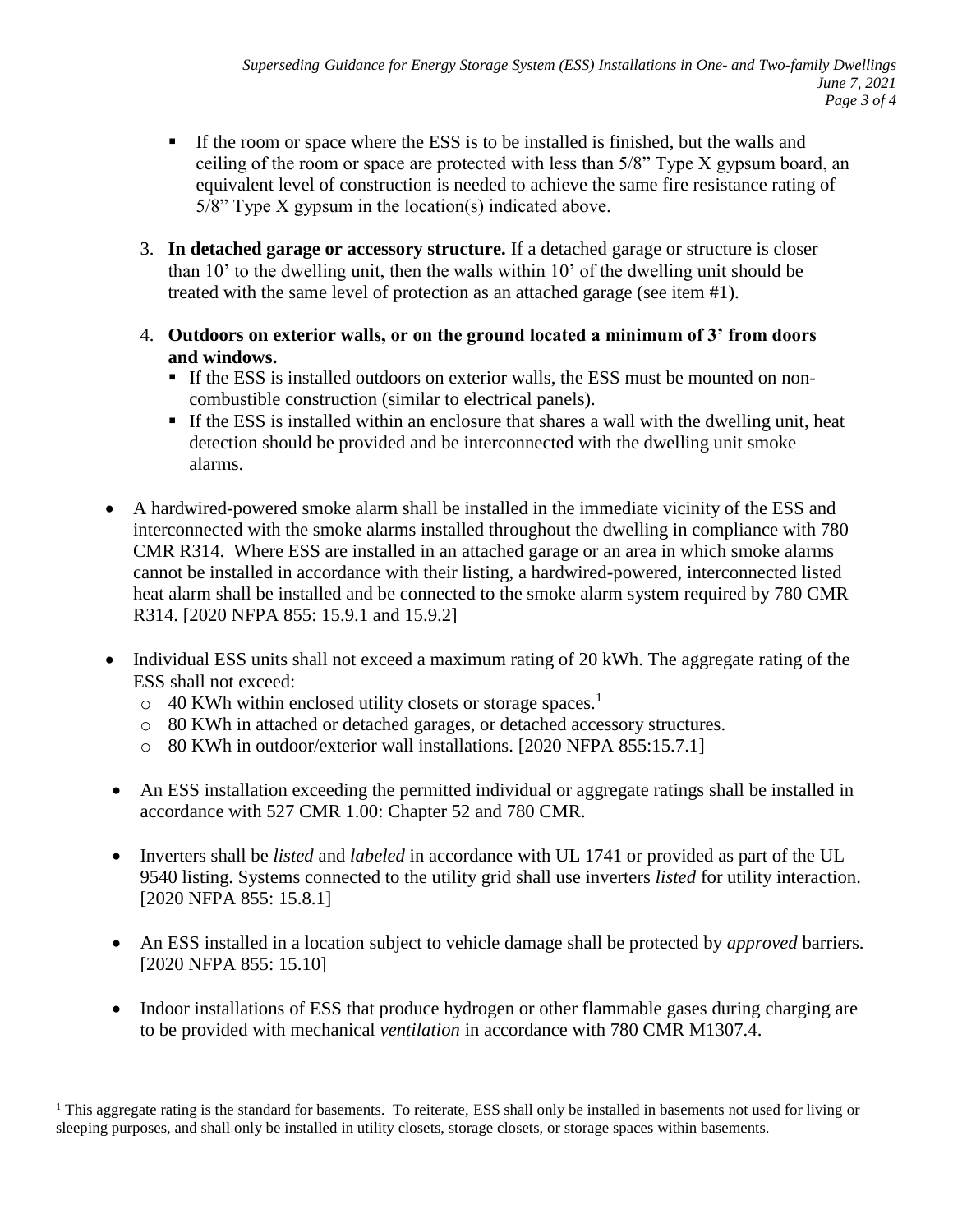- If the room or space where the ESS is to be installed is finished, but the walls and ceiling of the room or space are protected with less than 5/8" Type X gypsum board, an equivalent level of construction is needed to achieve the same fire resistance rating of 5/8" Type X gypsum in the location(s) indicated above.

3. **In detached garage or accessory structure.** If a detached garage or structure is closer than 10' to the dwelling unit, then the walls within 10' of the dwelling unit should be treated with the same level of protection as an attached garage (see item #1).

4. **Outdoors on exterior walls, or on the ground located a minimum of 3' from doors and windows.**
   - If the ESS is installed outdoors on exterior walls, the ESS must be mounted on non-combustible construction (similar to electrical panels).
   - If the ESS is installed within an enclosure that shares a wall with the dwelling unit, heat detection should be provided and be interconnected with the dwelling unit smoke alarms.

- A hardwired-powered smoke alarm shall be installed in the immediate vicinity of the ESS and interconnected with the smoke alarms installed throughout the dwelling in compliance with 780 CMR R314. Where ESS are installed in an attached garage or an area in which smoke alarms cannot be installed in accordance with their listing, a hardwired-powered, interconnected listed heat alarm shall be installed and be connected to the smoke alarm system required by 780 CMR R314. [2020 NFPA 855: 15.9.1 and 15.9.2]

- Individual ESS units shall not exceed a maximum rating of 20 kWh. The aggregate rating of the ESS shall not exceed:
  - 40 KWh within enclosed utility closets or storage spaces.[1]
  - 80 KWh in attached or detached garages, or detached accessory structures.
  - 80 KWh in outdoor/exterior wall installations. [2020 NFPA 855:15.7.1]

- An ESS installation exceeding the permitted individual or aggregate ratings shall be installed in accordance with 527 CMR 1.00: Chapter 52 and 780 CMR.

- Inverters shall be *listed* and *labeled* in accordance with UL 1741 or provided as part of the UL 9540 listing. Systems connected to the utility grid shall use inverters *listed* for utility interaction. [2020 NFPA 855: 15.8.1]

- An ESS installed in a location subject to vehicle damage shall be protected by *approved* barriers. [2020 NFPA 855: 15.10]

- Indoor installations of ESS that produce hydrogen or other flammable gases during charging are to be provided with mechanical *ventilation* in accordance with 780 CMR M1307.4.

---

[1] This aggregate rating is the standard for basements. To reiterate, ESS shall only be installed in basements not used for living or sleeping purposes, and shall only be installed in utility closets, storage closets, or storage spaces within basements.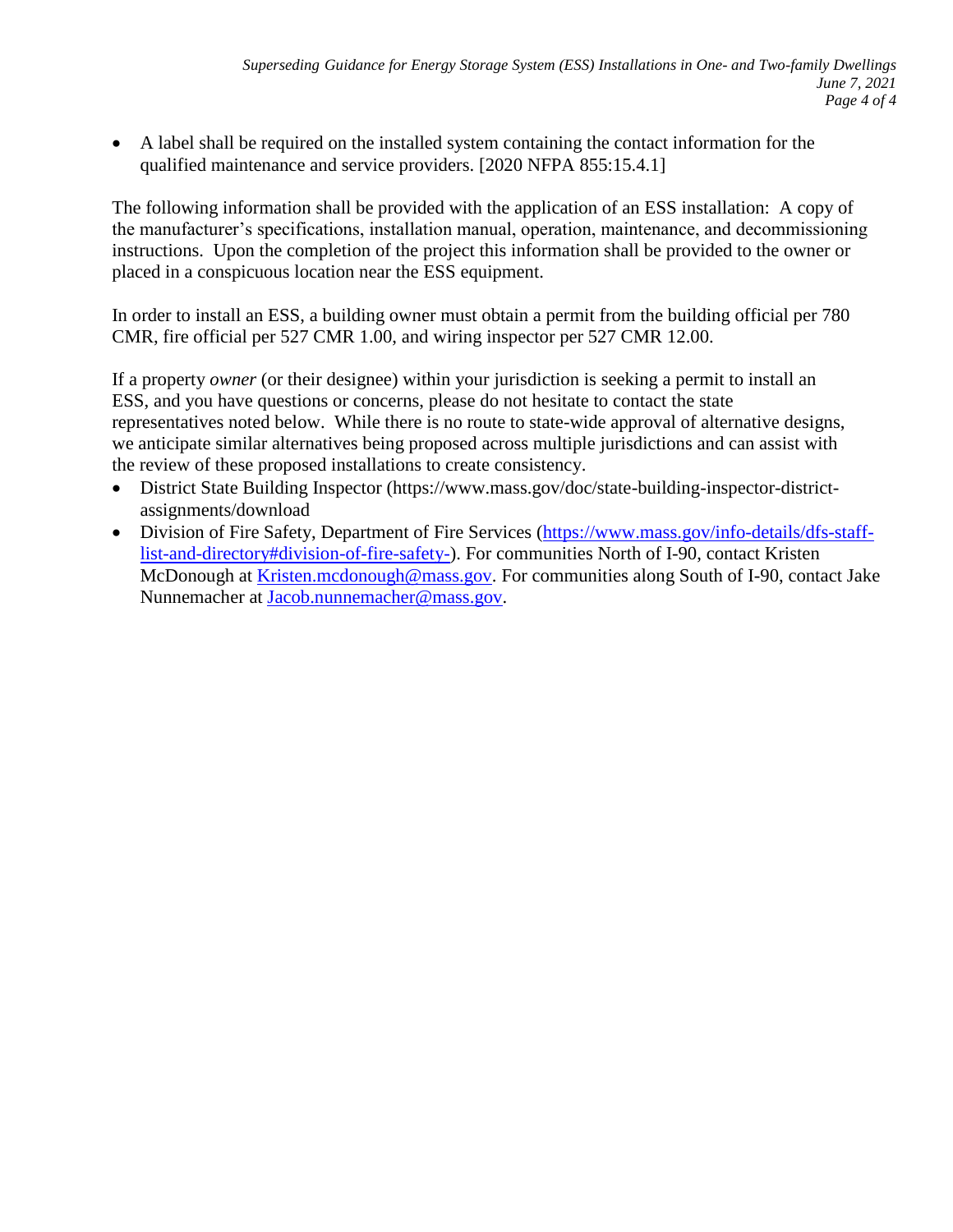- A label shall be required on the installed system containing the contact information for the qualified maintenance and service providers. [2020 NFPA 855:15.4.1]

The following information shall be provided with the application of an ESS installation: A copy of the manufacturer's specifications, installation manual, operation, maintenance, and decommissioning instructions. Upon the completion of the project this information shall be provided to the owner or placed in a conspicuous location near the ESS equipment.

In order to install an ESS, a building owner must obtain a permit from the building official per 780 CMR, fire official per 527 CMR 1.00, and wiring inspector per 527 CMR 12.00.

If a property *owner* (or their designee) within your jurisdiction is seeking a permit to install an ESS, and you have questions or concerns, please do not hesitate to contact the state representatives noted below. While there is no route to state-wide approval of alternative designs, we anticipate similar alternatives being proposed across multiple jurisdictions and can assist with the review of these proposed installations to create consistency.

- District State Building Inspector (https://www.mass.gov/doc/state-building-inspector-district-assignments/download
- Division of Fire Safety, Department of Fire Services (https://www.mass.gov/info-details/dfs-staff-list-and-directory#division-of-fire-safety-). For communities North of I-90, contact Kristen McDonough at Kristen.mcdonough@mass.gov. For communities along South of I-90, contact Jake Nunnemacher at Jacob.nunnemacher@mass.gov.